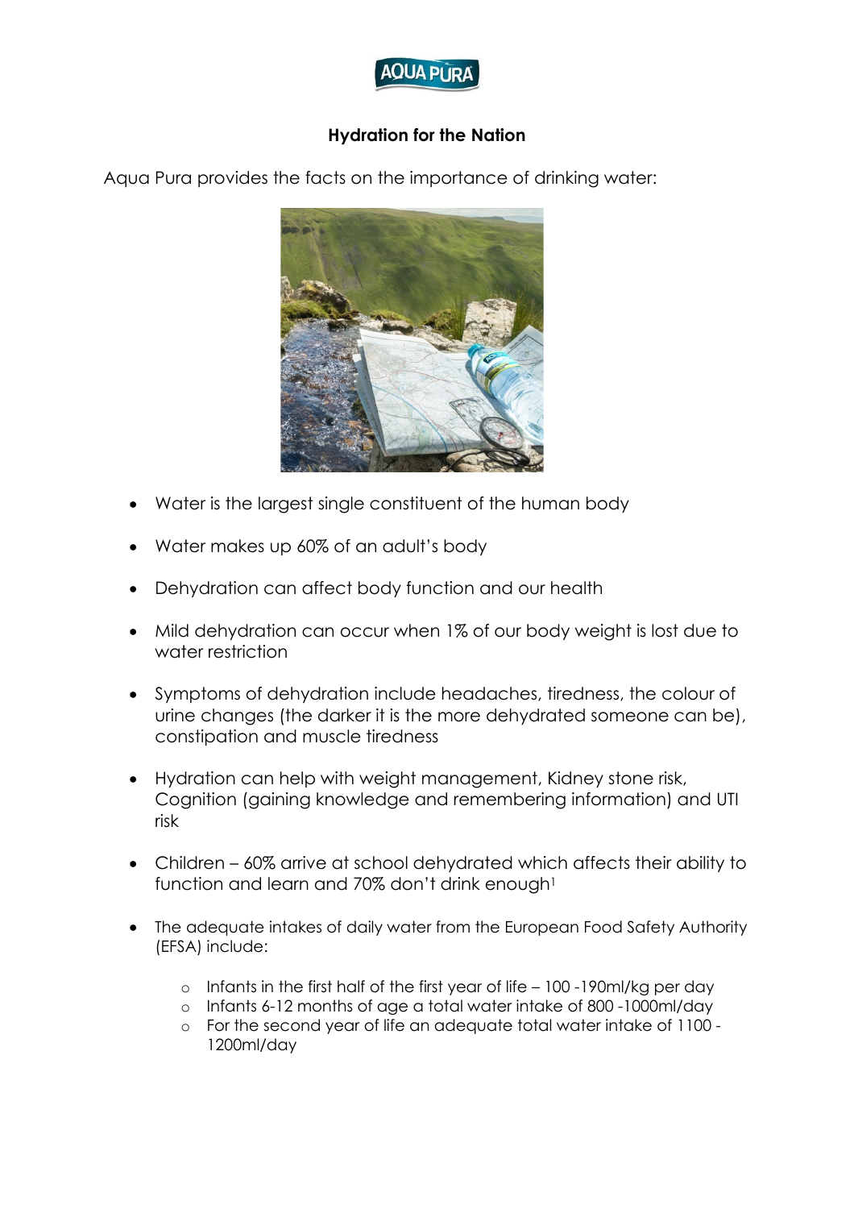AQUA PURA

## Hydration for the Nation

Aqua Pura provides the facts on the importance of drinking water:

- Water is the largest single constituent of the human body
- Water makes up 60% of an adult's body
- Dehydration can affect body function and our health
- Mild dehydration can occur when 1% of our body weight is lost due to water restriction
- Symptoms of dehydration include headaches, tiredness, the colour of urine changes (the darker it is the more dehydrated someone can be), constipation and muscle tiredness
- Hydration can help with weight management, Kidney stone risk, Cognition (gaining knowledge and remembering information) and UTI risk
- Children – 60% arrive at school dehydrated which affects their ability to function and learn and 70% don't drink enough[1]
- The adequate intakes of daily water from the European Food Safety Authority (EFSA) include:
  - Infants in the first half of the first year of life – 100 -190ml/kg per day
  - Infants 6-12 months of age a total water intake of 800 -1000ml/day
  - For the second year of life an adequate total water intake of 1100 - 1200ml/day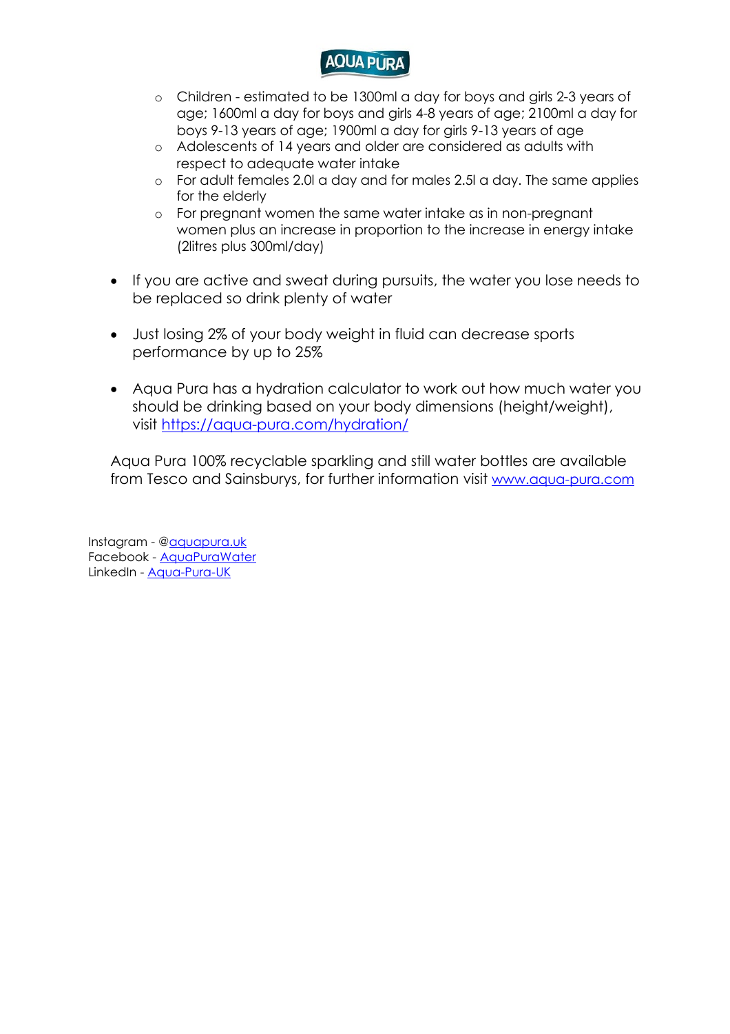- Children - estimated to be 1300ml a day for boys and girls 2-3 years of age; 1600ml a day for boys and girls 4-8 years of age; 2100ml a day for boys 9-13 years of age; 1900ml a day for girls 9-13 years of age
    - Adolescents of 14 years and older are considered as adults with respect to adequate water intake
    - For adult females 2.0l a day and for males 2.5l a day. The same applies for the elderly
    - For pregnant women the same water intake as in non-pregnant women plus an increase in proportion to the increase in energy intake (2litres plus 300ml/day)

- If you are active and sweat during pursuits, the water you lose needs to be replaced so drink plenty of water

- Just losing 2% of your body weight in fluid can decrease sports performance by up to 25%

- Aqua Pura has a hydration calculator to work out how much water you should be drinking based on your body dimensions (height/weight), visit [https://aqua-pura.com/hydration/](https://aqua-pura.com/hydration/)

Aqua Pura 100% recyclable sparkling and still water bottles are available from Tesco and Sainsburys, for further information visit [www.aqua-pura.com](www.aqua-pura.com)

Instagram - @aquapura.uk
Facebook - AquaPuraWater
LinkedIn - Aqua-Pura-UK